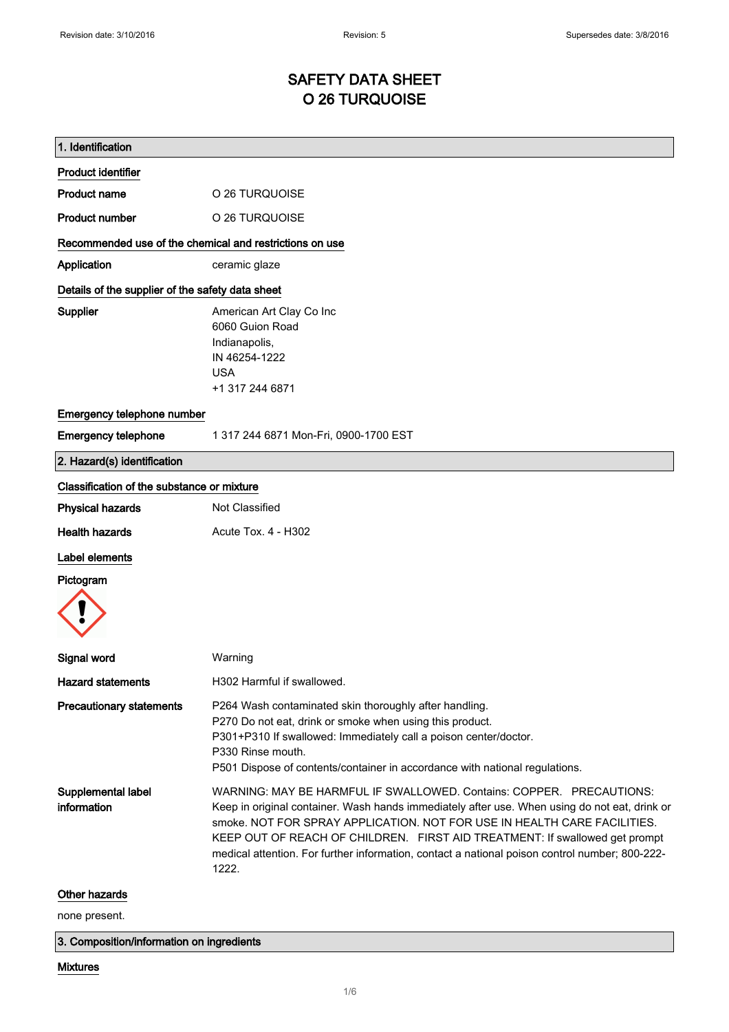# SAFETY DATA SHEET
# O 26 TURQUOISE

## 1. Identification

### Product identifier

| | |
|---|---|
| **Product name** | O 26 TURQUOISE |
| **Product number** | O 26 TURQUOISE |

### Recommended use of the chemical and restrictions on use

| | |
|---|---|
| **Application** | ceramic glaze |

### Details of the supplier of the safety data sheet

**Supplier**

American Art Clay Co Inc
6060 Guion Road
Indianapolis,
IN 46254-1222
USA
+1 317 244 6871

### Emergency telephone number

| | |
|---|---|
| **Emergency telephone** | 1 317 244 6871 Mon-Fri, 0900-1700 EST |

## 2. Hazard(s) identification

### Classification of the substance or mixture

| | |
|---|---|
| **Physical hazards** | Not Classified |
| **Health hazards** | Acute Tox. 4 - H302 |

### Label elements

**Pictogram**

| | |
|---|---|
| **Signal word** | Warning |
| **Hazard statements** | H302 Harmful if swallowed. |

**Precautionary statements**

P264 Wash contaminated skin thoroughly after handling.
P270 Do not eat, drink or smoke when using this product.
P301+P310 If swallowed: Immediately call a poison center/doctor.
P330 Rinse mouth.
P501 Dispose of contents/container in accordance with national regulations.

**Supplemental label information**

WARNING: MAY BE HARMFUL IF SWALLOWED. Contains: COPPER. PRECAUTIONS: Keep in original container. Wash hands immediately after use. When using do not eat, drink or smoke. NOT FOR SPRAY APPLICATION. NOT FOR USE IN HEALTH CARE FACILITIES. KEEP OUT OF REACH OF CHILDREN. FIRST AID TREATMENT: If swallowed get prompt medical attention. For further information, contact a national poison control number; 800-222-1222.

### Other hazards

none present.

## 3. Composition/information on ingredients

### Mixtures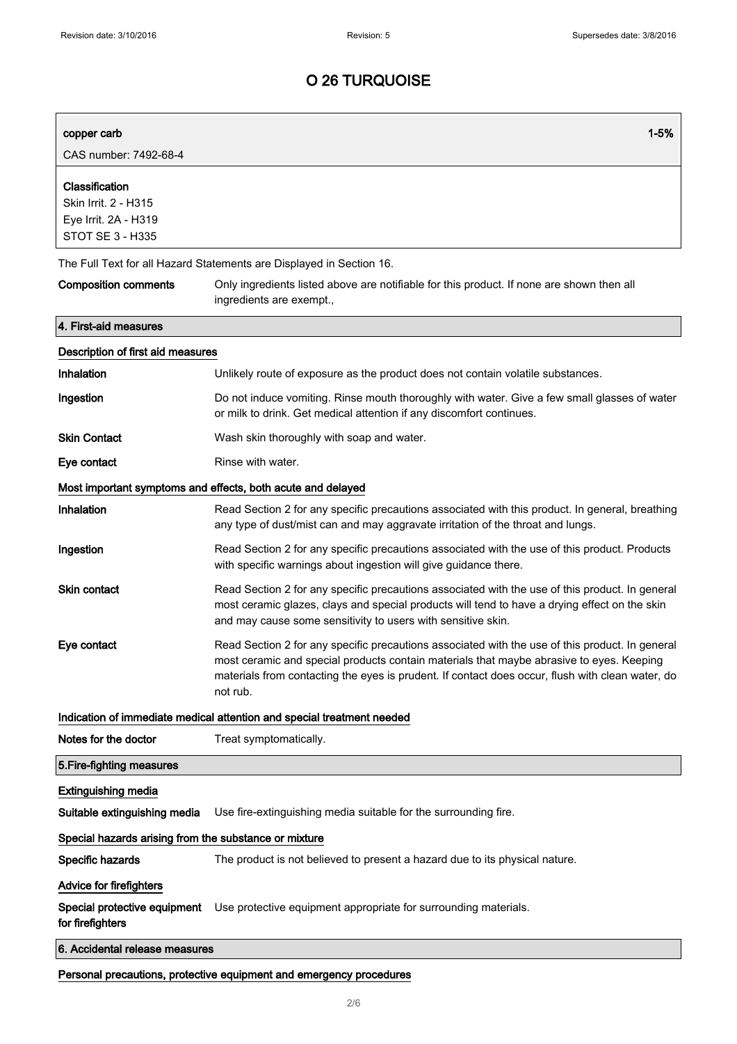# O 26 TURQUOISE

| copper carb | 1-5% |
|---|---|
| CAS number: 7492-68-4 | |

**Classification**
Skin Irrit. 2 - H315
Eye Irrit. 2A - H319
STOT SE 3 - H335

The Full Text for all Hazard Statements are Displayed in Section 16.

**Composition comments** Only ingredients listed above are notifiable for this product. If none are shown then all ingredients are exempt.,

## 4. First-aid measures

### Description of first aid measures

**Inhalation** Unlikely route of exposure as the product does not contain volatile substances.

**Ingestion** Do not induce vomiting. Rinse mouth thoroughly with water. Give a few small glasses of water or milk to drink. Get medical attention if any discomfort continues.

**Skin Contact** Wash skin thoroughly with soap and water.

**Eye contact** Rinse with water.

### Most important symptoms and effects, both acute and delayed

**Inhalation** Read Section 2 for any specific precautions associated with this product. In general, breathing any type of dust/mist can and may aggravate irritation of the throat and lungs.

**Ingestion** Read Section 2 for any specific precautions associated with the use of this product. Products with specific warnings about ingestion will give guidance there.

**Skin contact** Read Section 2 for any specific precautions associated with the use of this product. In general most ceramic glazes, clays and special products will tend to have a drying effect on the skin and may cause some sensitivity to users with sensitive skin.

**Eye contact** Read Section 2 for any specific precautions associated with the use of this product. In general most ceramic and special products contain materials that maybe abrasive to eyes. Keeping materials from contacting the eyes is prudent. If contact does occur, flush with clean water, do not rub.

### Indication of immediate medical attention and special treatment needed

**Notes for the doctor** Treat symptomatically.

## 5.Fire-fighting measures

### Extinguishing media

**Suitable extinguishing media** Use fire-extinguishing media suitable for the surrounding fire.

### Special hazards arising from the substance or mixture

**Specific hazards** The product is not believed to present a hazard due to its physical nature.

### Advice for firefighters

**Special protective equipment for firefighters** Use protective equipment appropriate for surrounding materials.

## 6. Accidental release measures

### Personal precautions, protective equipment and emergency procedures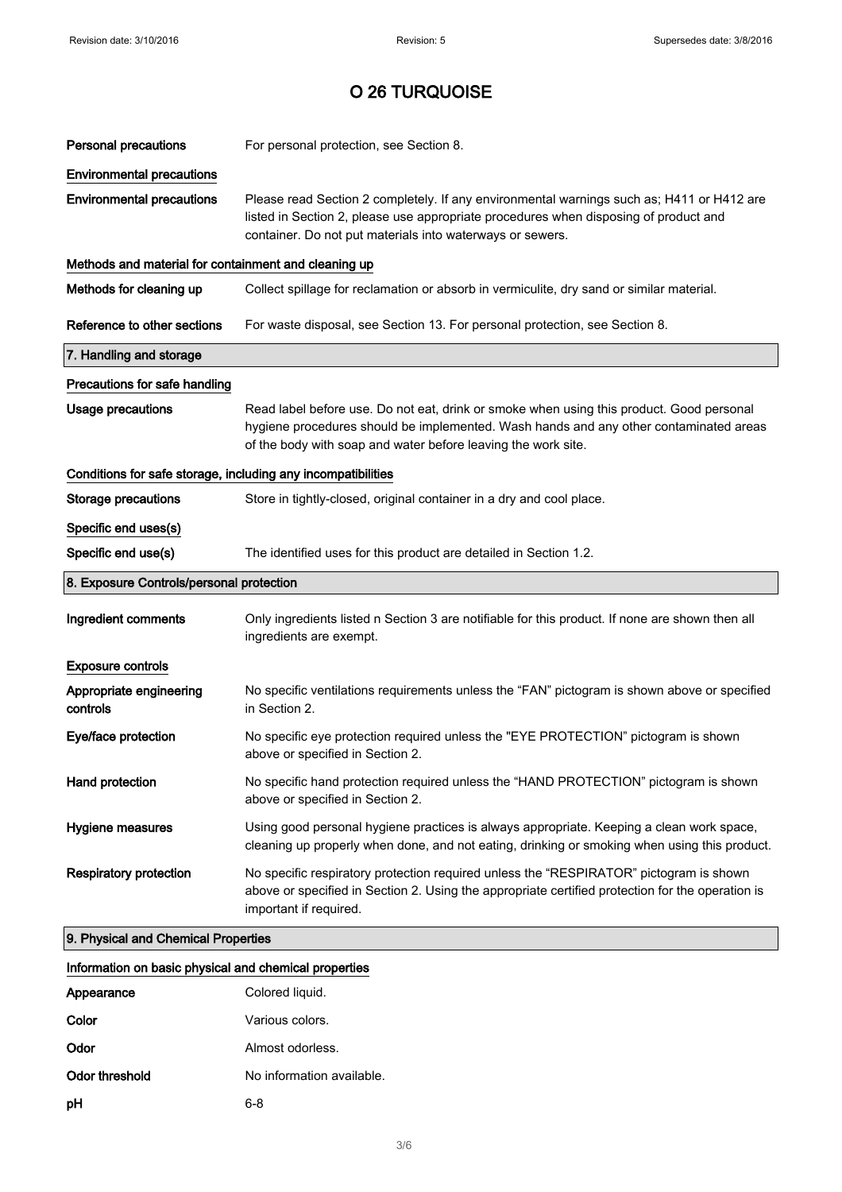# O 26 TURQUOISE

| | |
|---|---|
| **Personal precautions** | For personal protection, see Section 8. |

**Environmental precautions**

| | |
|---|---|
| **Environmental precautions** | Please read Section 2 completely. If any environmental warnings such as; H411 or H412 are listed in Section 2, please use appropriate procedures when disposing of product and container. Do not put materials into waterways or sewers. |

**Methods and material for containment and cleaning up**

| | |
|---|---|
| **Methods for cleaning up** | Collect spillage for reclamation or absorb in vermiculite, dry sand or similar material. |
| **Reference to other sections** | For waste disposal, see Section 13. For personal protection, see Section 8. |

## 7. Handling and storage

**Precautions for safe handling**

| | |
|---|---|
| **Usage precautions** | Read label before use. Do not eat, drink or smoke when using this product. Good personal hygiene procedures should be implemented. Wash hands and any other contaminated areas of the body with soap and water before leaving the work site. |

**Conditions for safe storage, including any incompatibilities**

| | |
|---|---|
| **Storage precautions** | Store in tightly-closed, original container in a dry and cool place. |

**Specific end uses(s)**

| | |
|---|---|
| **Specific end use(s)** | The identified uses for this product are detailed in Section 1.2. |

## 8. Exposure Controls/personal protection

| | |
|---|---|
| **Ingredient comments** | Only ingredients listed n Section 3 are notifiable for this product. If none are shown then all ingredients are exempt. |

**Exposure controls**

| | |
|---|---|
| **Appropriate engineering controls** | No specific ventilations requirements unless the "FAN" pictogram is shown above or specified in Section 2. |
| **Eye/face protection** | No specific eye protection required unless the "EYE PROTECTION" pictogram is shown above or specified in Section 2. |
| **Hand protection** | No specific hand protection required unless the "HAND PROTECTION" pictogram is shown above or specified in Section 2. |
| **Hygiene measures** | Using good personal hygiene practices is always appropriate. Keeping a clean work space, cleaning up properly when done, and not eating, drinking or smoking when using this product. |
| **Respiratory protection** | No specific respiratory protection required unless the "RESPIRATOR" pictogram is shown above or specified in Section 2. Using the appropriate certified protection for the operation is important if required. |

## 9. Physical and Chemical Properties

**Information on basic physical and chemical properties**

| | |
|---|---|
| **Appearance** | Colored liquid. |
| **Color** | Various colors. |
| **Odor** | Almost odorless. |
| **Odor threshold** | No information available. |
| **pH** | 6-8 |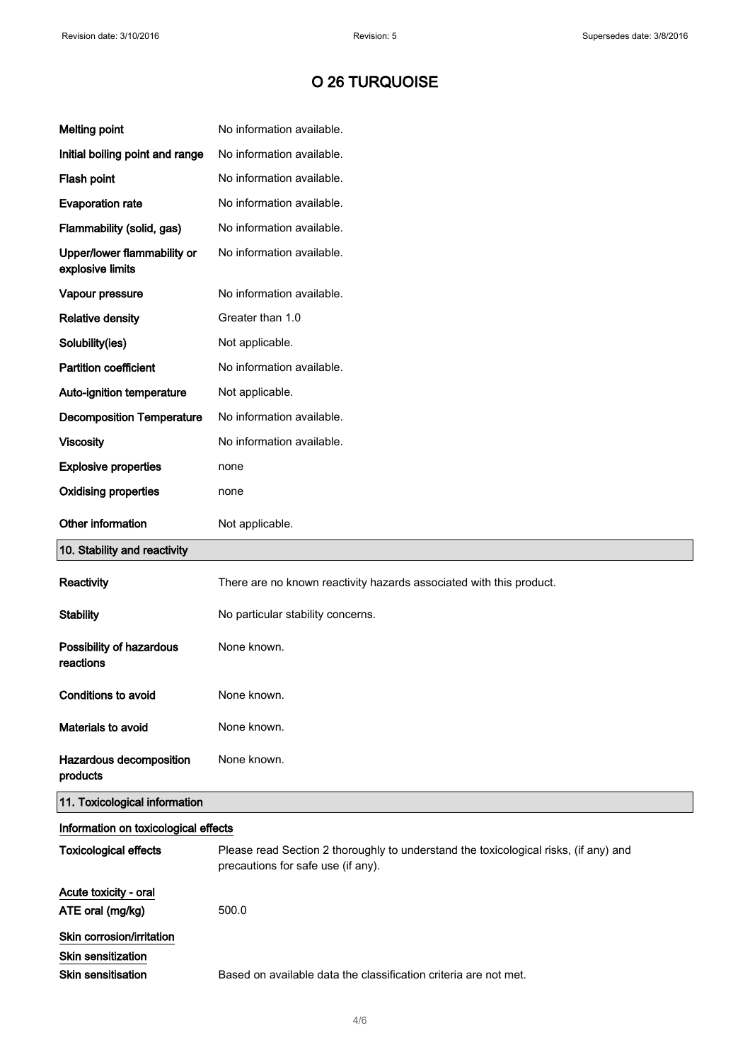# O 26 TURQUOISE

| | |
|---|---|
| **Melting point** | No information available. |
| **Initial boiling point and range** | No information available. |
| **Flash point** | No information available. |
| **Evaporation rate** | No information available. |
| **Flammability (solid, gas)** | No information available. |
| **Upper/lower flammability or explosive limits** | No information available. |
| **Vapour pressure** | No information available. |
| **Relative density** | Greater than 1.0 |
| **Solubility(ies)** | Not applicable. |
| **Partition coefficient** | No information available. |
| **Auto-ignition temperature** | Not applicable. |
| **Decomposition Temperature** | No information available. |
| **Viscosity** | No information available. |
| **Explosive properties** | none |
| **Oxidising properties** | none |
| **Other information** | Not applicable. |

## 10. Stability and reactivity

| | |
|---|---|
| **Reactivity** | There are no known reactivity hazards associated with this product. |
| **Stability** | No particular stability concerns. |
| **Possibility of hazardous reactions** | None known. |
| **Conditions to avoid** | None known. |
| **Materials to avoid** | None known. |
| **Hazardous decomposition products** | None known. |

## 11. Toxicological information

**Information on toxicological effects**

**Toxicological effects** Please read Section 2 thoroughly to understand the toxicological risks, (if any) and precautions for safe use (if any).

**Acute toxicity - oral**

**ATE oral (mg/kg)** 500.0

**Skin corrosion/irritation**

**Skin sensitization**

**Skin sensitisation** Based on available data the classification criteria are not met.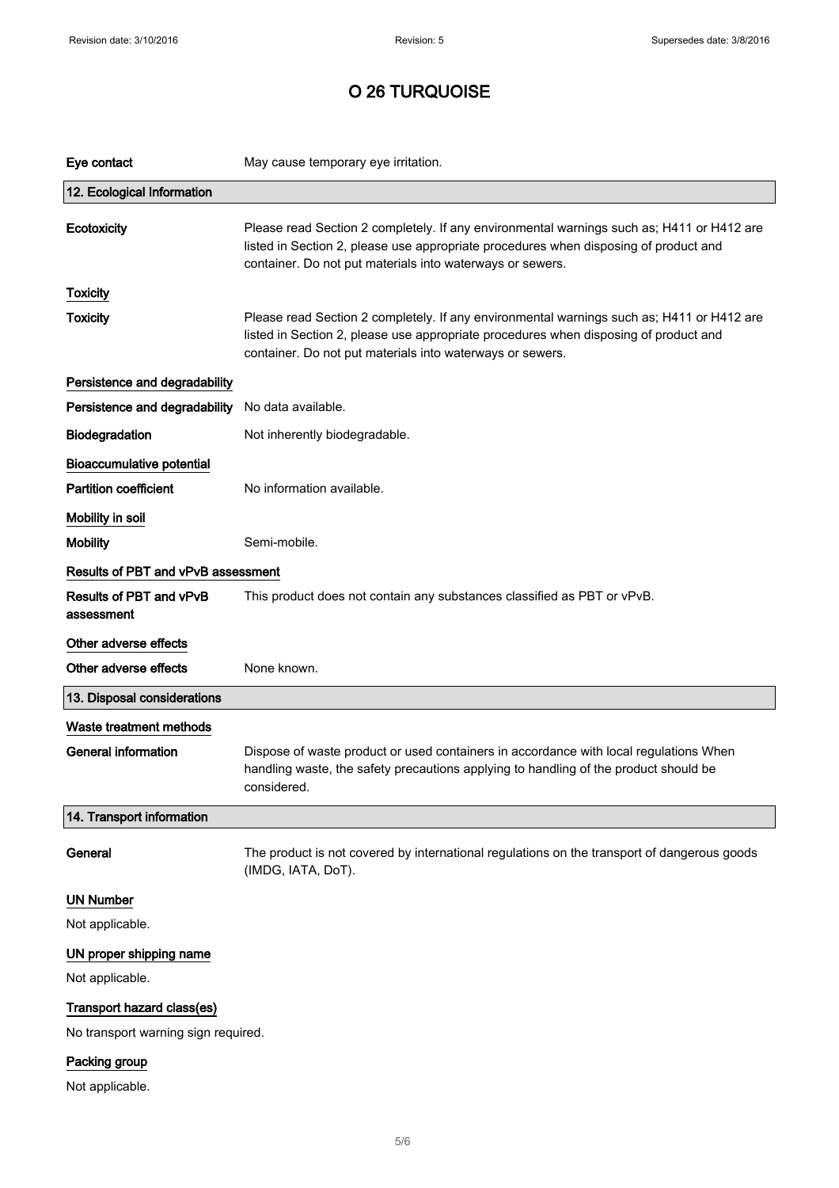# O 26 TURQUOISE

**Eye contact** May cause temporary eye irritation.

## 12. Ecological Information

**Ecotoxicity** Please read Section 2 completely. If any environmental warnings such as; H411 or H412 are listed in Section 2, please use appropriate procedures when disposing of product and container. Do not put materials into waterways or sewers.

### Toxicity

**Toxicity** Please read Section 2 completely. If any environmental warnings such as; H411 or H412 are listed in Section 2, please use appropriate procedures when disposing of product and container. Do not put materials into waterways or sewers.

### Persistence and degradability

**Persistence and degradability** No data available.

**Biodegradation** Not inherently biodegradable.

### Bioaccumulative potential

**Partition coefficient** No information available.

### Mobility in soil

**Mobility** Semi-mobile.

### Results of PBT and vPvB assessment

**Results of PBT and vPvB assessment** This product does not contain any substances classified as PBT or vPvB.

### Other adverse effects

**Other adverse effects** None known.

## 13. Disposal considerations

### Waste treatment methods

**General information** Dispose of waste product or used containers in accordance with local regulations When handling waste, the safety precautions applying to handling of the product should be considered.

## 14. Transport information

**General** The product is not covered by international regulations on the transport of dangerous goods (IMDG, IATA, DoT).

### UN Number

Not applicable.

### UN proper shipping name

Not applicable.

### Transport hazard class(es)

No transport warning sign required.

### Packing group

Not applicable.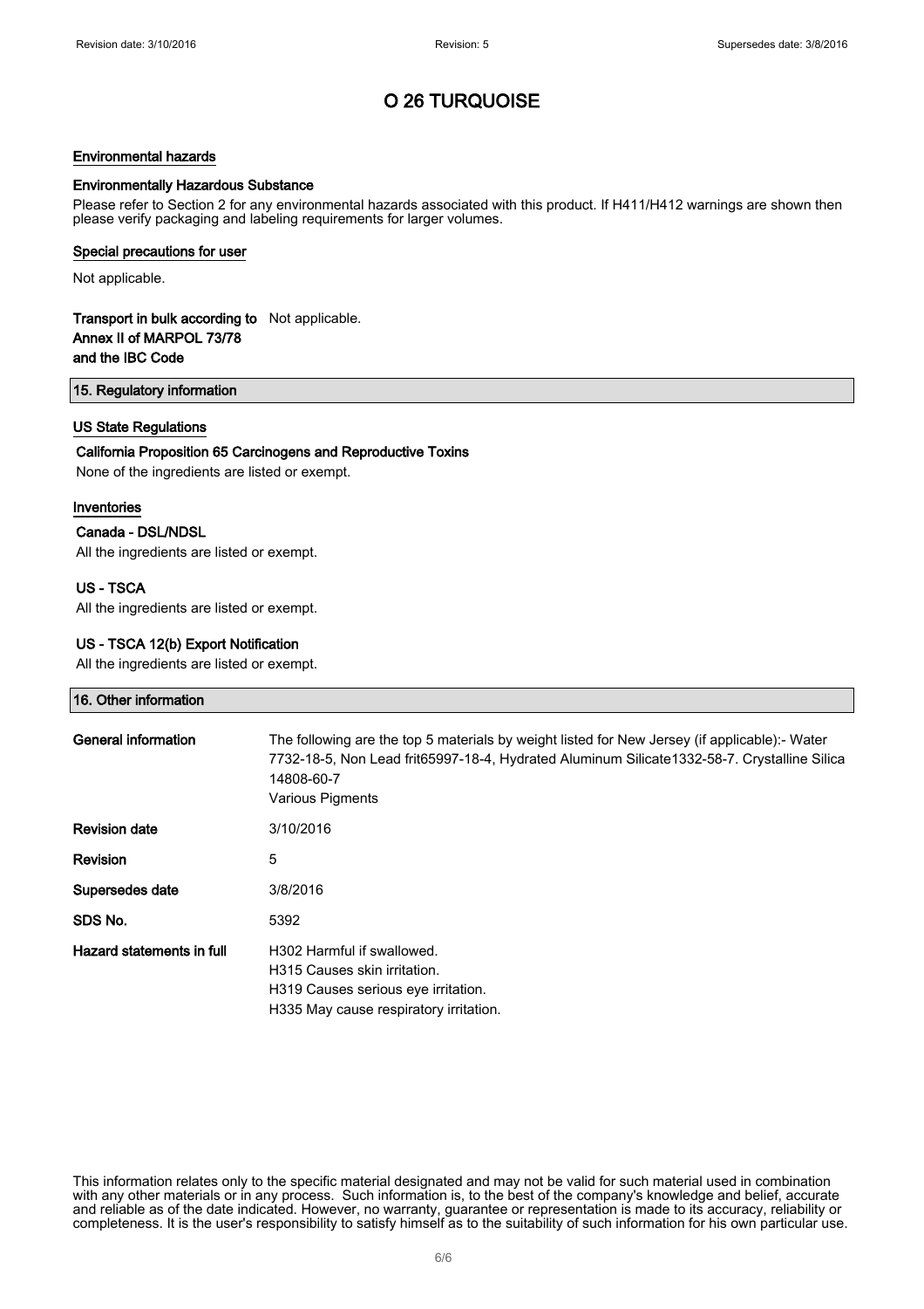# O 26 TURQUOISE

#### Environmental hazards

**Environmentally Hazardous Substance**

Please refer to Section 2 for any environmental hazards associated with this product. If H411/H412 warnings are shown then please verify packaging and labeling requirements for larger volumes.

#### Special precautions for user

Not applicable.

**Transport in bulk according to Annex II of MARPOL 73/78 and the IBC Code** Not applicable.

## 15. Regulatory information

#### US State Regulations

**California Proposition 65 Carcinogens and Reproductive Toxins**

None of the ingredients are listed or exempt.

#### Inventories

**Canada - DSL/NDSL**

All the ingredients are listed or exempt.

**US - TSCA**

All the ingredients are listed or exempt.

**US - TSCA 12(b) Export Notification**

All the ingredients are listed or exempt.

## 16. Other information

| | |
|---|---|
| **General information** | The following are the top 5 materials by weight listed for New Jersey (if applicable):- Water 7732-18-5, Non Lead frit65997-18-4, Hydrated Aluminum Silicate1332-58-7. Crystalline Silica 14808-60-7 Various Pigments |
| **Revision date** | 3/10/2016 |
| **Revision** | 5 |
| **Supersedes date** | 3/8/2016 |
| **SDS No.** | 5392 |
| **Hazard statements in full** | H302 Harmful if swallowed. H315 Causes skin irritation. H319 Causes serious eye irritation. H335 May cause respiratory irritation. |

This information relates only to the specific material designated and may not be valid for such material used in combination with any other materials or in any process. Such information is, to the best of the company's knowledge and belief, accurate and reliable as of the date indicated. However, no warranty, guarantee or representation is made to its accuracy, reliability or completeness. It is the user's responsibility to satisfy himself as to the suitability of such information for his own particular use.